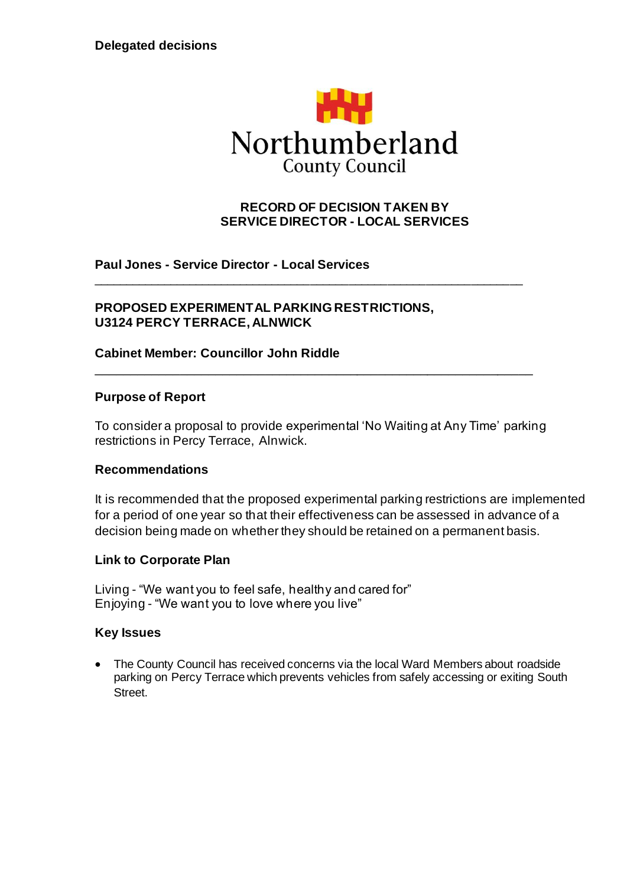**Delegated decisions**

Northumberland
County Council

**RECORD OF DECISION TAKEN BY
SERVICE DIRECTOR - LOCAL SERVICES**

**Paul Jones - Service Director - Local Services**

---

**PROPOSED EXPERIMENTAL PARKING RESTRICTIONS,
U3124 PERCY TERRACE, ALNWICK**

**Cabinet Member: Councillor John Riddle**

---

### Purpose of Report

To consider a proposal to provide experimental 'No Waiting at Any Time' parking restrictions in Percy Terrace, Alnwick.

### Recommendations

It is recommended that the proposed experimental parking restrictions are implemented for a period of one year so that their effectiveness can be assessed in advance of a decision being made on whether they should be retained on a permanent basis.

### Link to Corporate Plan

Living - "We want you to feel safe, healthy and cared for"
Enjoying - "We want you to love where you live"

### Key Issues

- The County Council has received concerns via the local Ward Members about roadside parking on Percy Terrace which prevents vehicles from safely accessing or exiting South Street.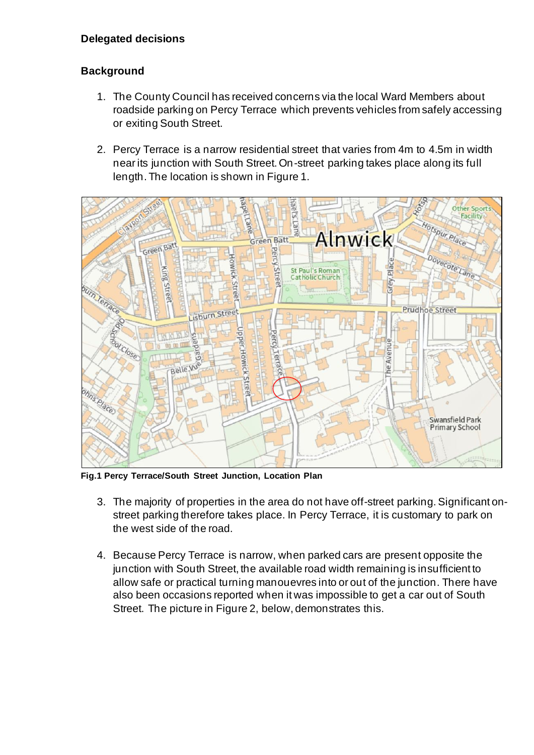**Delegated decisions**

**Background**

1. The County Council has received concerns via the local Ward Members about roadside parking on Percy Terrace which prevents vehicles from safely accessing or exiting South Street.

2. Percy Terrace is a narrow residential street that varies from 4m to 4.5m in width near its junction with South Street. On-street parking takes place along its full length. The location is shown in Figure 1.

**Fig.1 Percy Terrace/South Street Junction, Location Plan**

3. The majority of properties in the area do not have off-street parking. Significant on-street parking therefore takes place. In Percy Terrace, it is customary to park on the west side of the road.

4. Because Percy Terrace is narrow, when parked cars are present opposite the junction with South Street, the available road width remaining is insufficient to allow safe or practical turning manouevres into or out of the junction. There have also been occasions reported when it was impossible to get a car out of South Street. The picture in Figure 2, below, demonstrates this.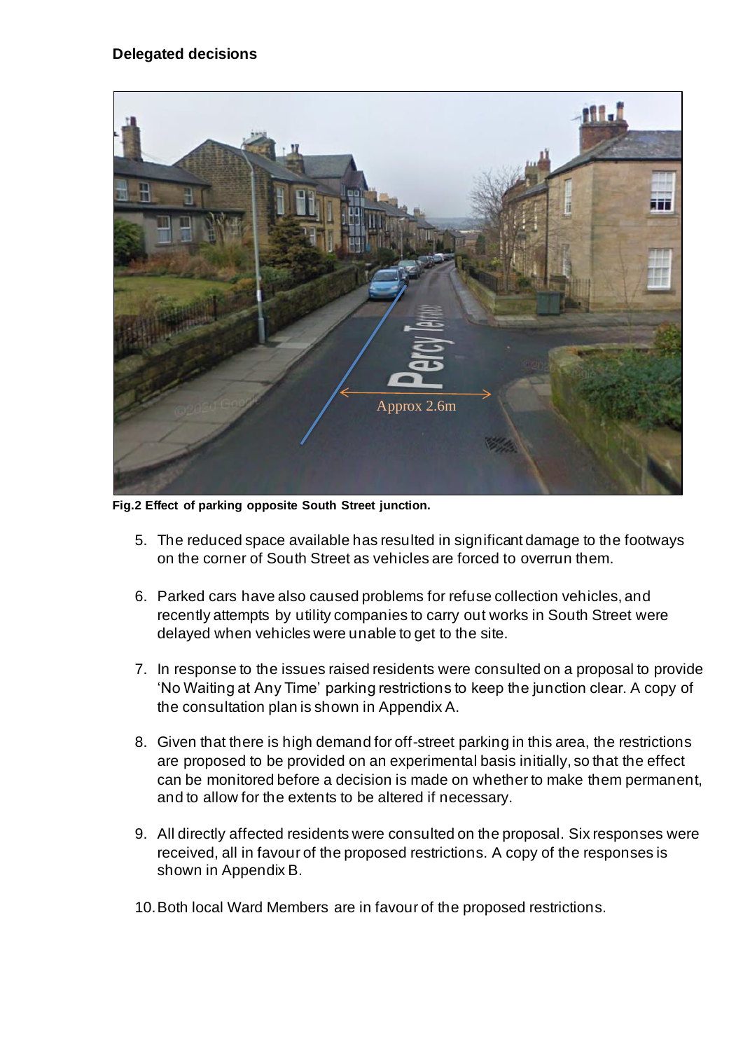**Delegated decisions**

**Fig.2 Effect of parking opposite South Street junction.**

5. The reduced space available has resulted in significant damage to the footways on the corner of South Street as vehicles are forced to overrun them.

6. Parked cars have also caused problems for refuse collection vehicles, and recently attempts by utility companies to carry out works in South Street were delayed when vehicles were unable to get to the site.

7. In response to the issues raised residents were consulted on a proposal to provide 'No Waiting at Any Time' parking restrictions to keep the junction clear. A copy of the consultation plan is shown in Appendix A.

8. Given that there is high demand for off-street parking in this area, the restrictions are proposed to be provided on an experimental basis initially, so that the effect can be monitored before a decision is made on whether to make them permanent, and to allow for the extents to be altered if necessary.

9. All directly affected residents were consulted on the proposal. Six responses were received, all in favour of the proposed restrictions. A copy of the responses is shown in Appendix B.

10. Both local Ward Members are in favour of the proposed restrictions.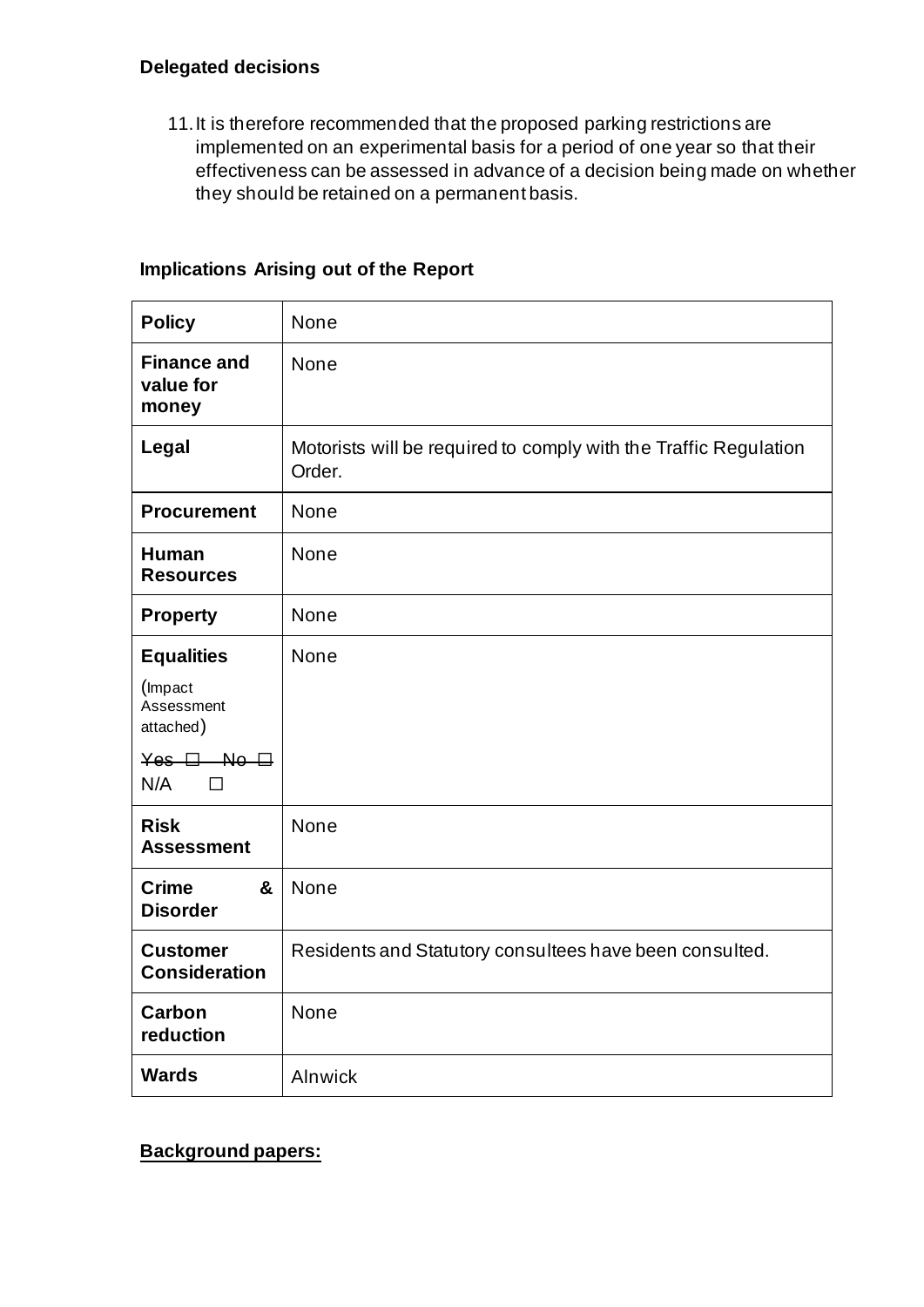**Delegated decisions**

11. It is therefore recommended that the proposed parking restrictions are implemented on an experimental basis for a period of one year so that their effectiveness can be assessed in advance of a decision being made on whether they should be retained on a permanent basis.

**Implications Arising out of the Report**

| | |
|---|---|
| **Policy** | None |
| **Finance and value for money** | None |
| **Legal** | Motorists will be required to comply with the Traffic Regulation Order. |
| **Procurement** | None |
| **Human Resources** | None |
| **Property** | None |
| **Equalities** (Impact Assessment attached) ~~Yes ☐ No ☐~~ N/A ☐ | None |
| **Risk Assessment** | None |
| **Crime & Disorder** | None |
| **Customer Consideration** | Residents and Statutory consultees have been consulted. |
| **Carbon reduction** | None |
| **Wards** | Alnwick |

**Background papers:**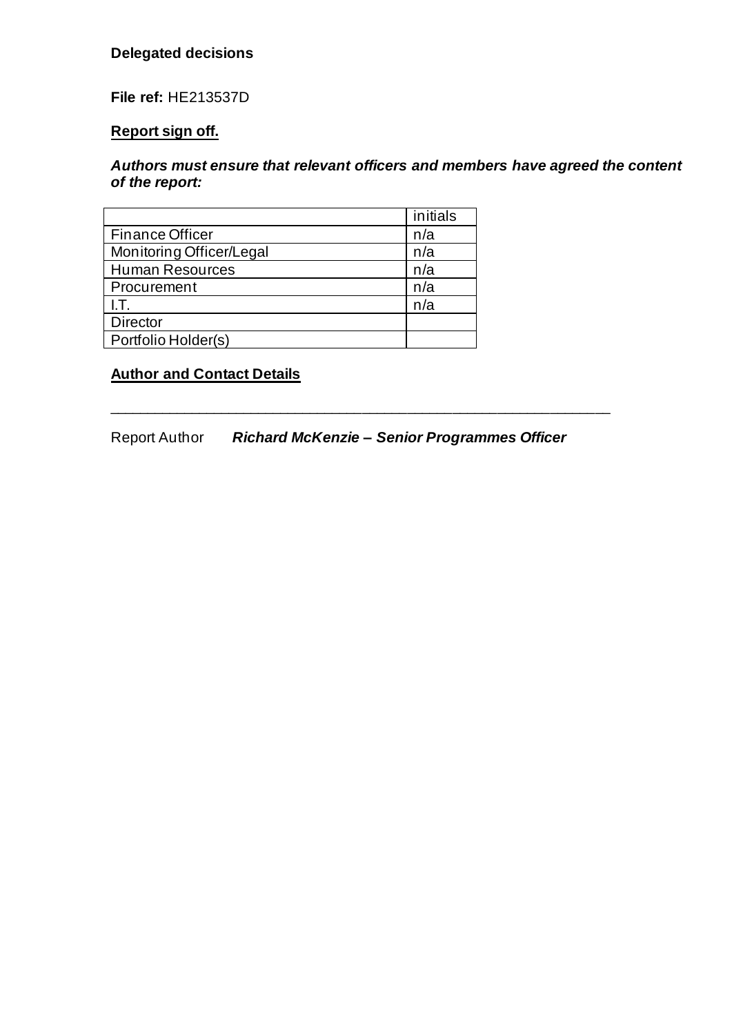**Delegated decisions**

**File ref:** HE213537D

**Report sign off.**

***Authors must ensure that relevant officers and members have agreed the content of the report:***

| | initials |
|---|---|
| Finance Officer | n/a |
| Monitoring Officer/Legal | n/a |
| Human Resources | n/a |
| Procurement | n/a |
| I.T. | n/a |
| Director | |
| Portfolio Holder(s) | |

**Author and Contact Details**

---

Report Author ***Richard McKenzie – Senior Programmes Officer***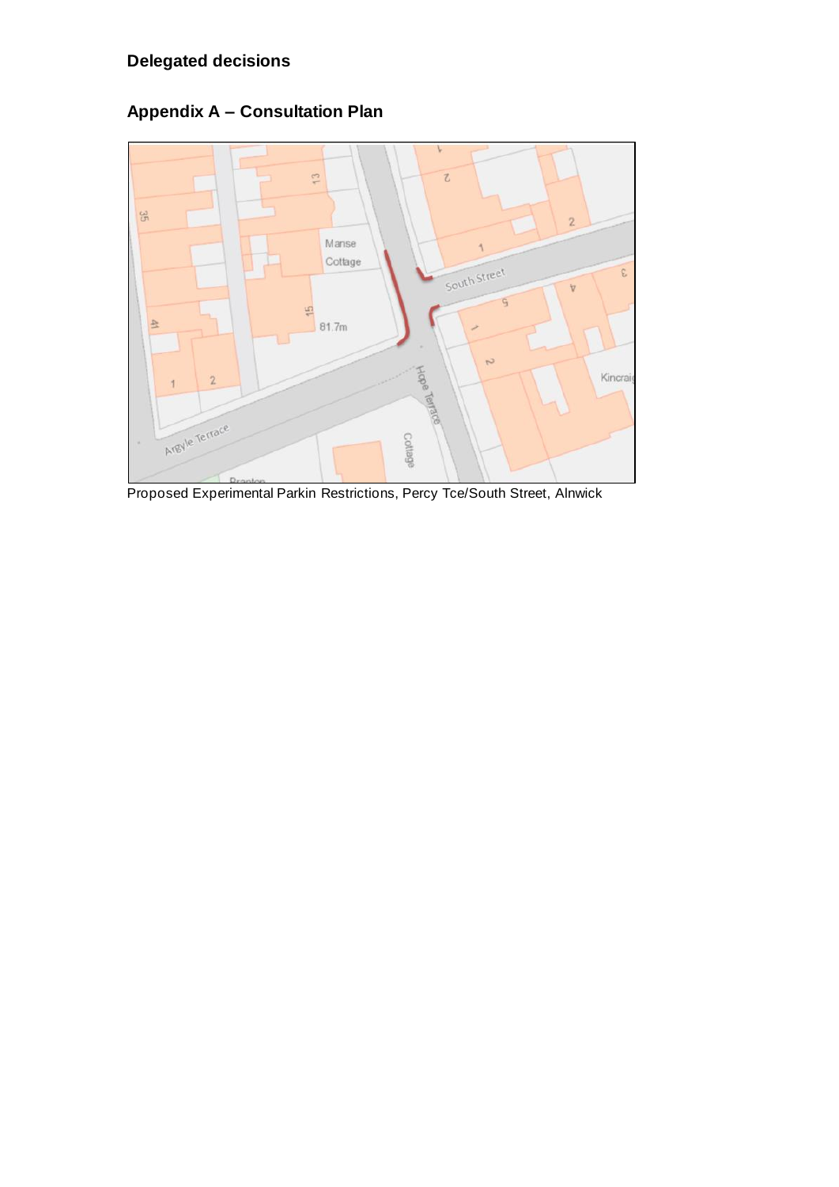**Delegated decisions**

## Appendix A – Consultation Plan

Proposed Experimental Parkin Restrictions, Percy Tce/South Street, Alnwick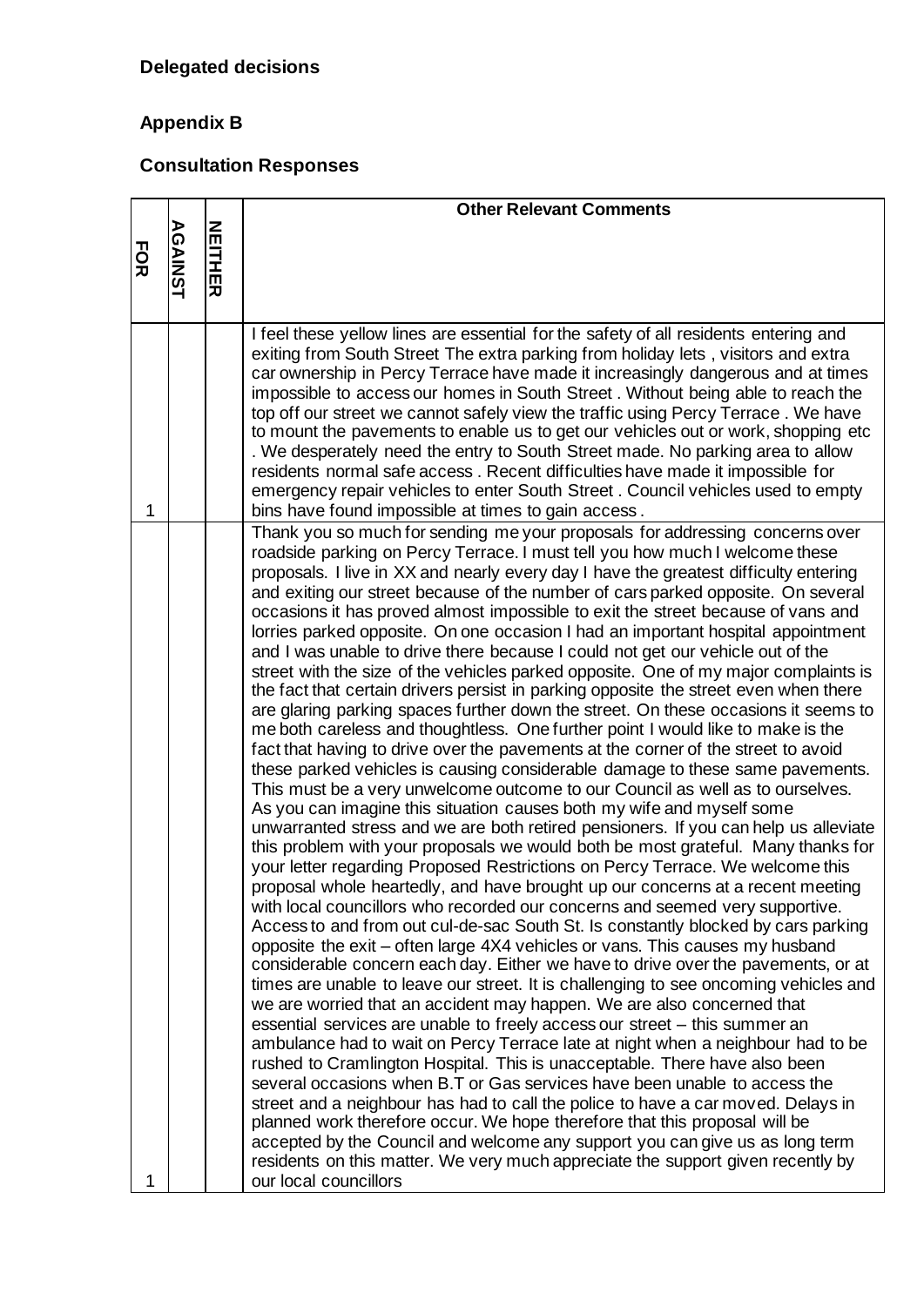**Delegated decisions**

**Appendix B**

**Consultation Responses**

| FOR | AGAINST | NEITHER | Other Relevant Comments |
|---|---|---|---|
| 1 | | | I feel these yellow lines are essential for the safety of all residents entering and exiting from South Street The extra parking from holiday lets , visitors and extra car ownership in Percy Terrace have made it increasingly dangerous and at times impossible to access our homes in South Street . Without being able to reach the top off our street we cannot safely view the traffic using Percy Terrace . We have to mount the pavements to enable us to get our vehicles out or work, shopping etc . We desperately need the entry to South Street made. No parking area to allow residents normal safe access . Recent difficulties have made it impossible for emergency repair vehicles to enter South Street . Council vehicles used to empty bins have found impossible at times to gain access . |
| 1 | | | Thank you so much for sending me your proposals for addressing concerns over roadside parking on Percy Terrace. I must tell you how much I welcome these proposals. I live in XX and nearly every day I have the greatest difficulty entering and exiting our street because of the number of cars parked opposite. On several occasions it has proved almost impossible to exit the street because of vans and lorries parked opposite. On one occasion I had an important hospital appointment and I was unable to drive there because I could not get our vehicle out of the street with the size of the vehicles parked opposite. One of my major complaints is the fact that certain drivers persist in parking opposite the street even when there are glaring parking spaces further down the street. On these occasions it seems to me both careless and thoughtless. One further point I would like to make is the fact that having to drive over the pavements at the corner of the street to avoid these parked vehicles is causing considerable damage to these same pavements. This must be a very unwelcome outcome to our Council as well as to ourselves. As you can imagine this situation causes both my wife and myself some unwarranted stress and we are both retired pensioners. If you can help us alleviate this problem with your proposals we would both be most grateful. Many thanks for your letter regarding Proposed Restrictions on Percy Terrace. We welcome this proposal whole heartedly, and have brought up our concerns at a recent meeting with local councillors who recorded our concerns and seemed very supportive. Access to and from out cul-de-sac South St. Is constantly blocked by cars parking opposite the exit – often large 4X4 vehicles or vans. This causes my husband considerable concern each day. Either we have to drive over the pavements, or at times are unable to leave our street. It is challenging to see oncoming vehicles and we are worried that an accident may happen. We are also concerned that essential services are unable to freely access our street – this summer an ambulance had to wait on Percy Terrace late at night when a neighbour had to be rushed to Cramlington Hospital. This is unacceptable. There have also been several occasions when B.T or Gas services have been unable to access the street and a neighbour has had to call the police to have a car moved. Delays in planned work therefore occur. We hope therefore that this proposal will be accepted by the Council and welcome any support you can give us as long term residents on this matter. We very much appreciate the support given recently by our local councillors |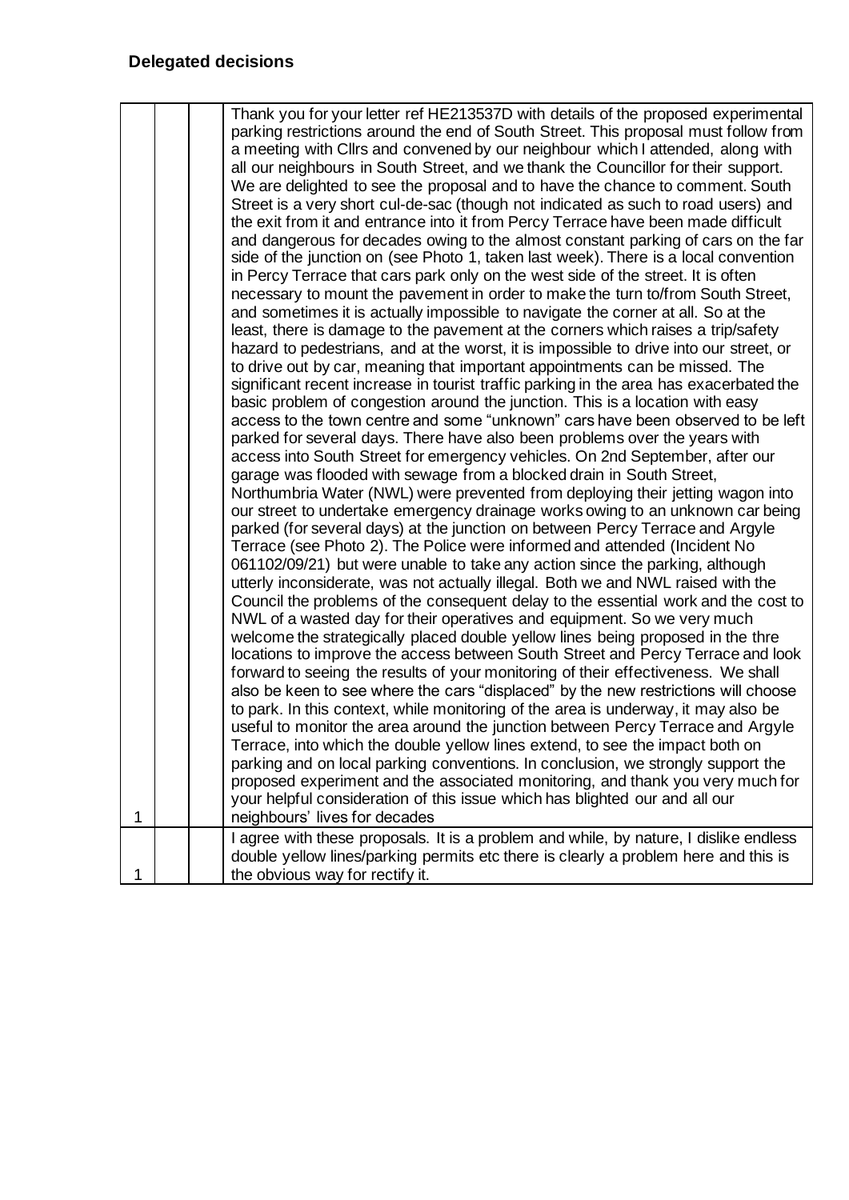## Delegated decisions

| | | | |
|---|---|---|---|
| 1 | | | Thank you for your letter ref HE213537D with details of the proposed experimental parking restrictions around the end of South Street. This proposal must follow from a meeting with Cllrs and convened by our neighbour which I attended, along with all our neighbours in South Street, and we thank the Councillor for their support. We are delighted to see the proposal and to have the chance to comment. South Street is a very short cul-de-sac (though not indicated as such to road users) and the exit from it and entrance into it from Percy Terrace have been made difficult and dangerous for decades owing to the almost constant parking of cars on the far side of the junction on (see Photo 1, taken last week). There is a local convention in Percy Terrace that cars park only on the west side of the street. It is often necessary to mount the pavement in order to make the turn to/from South Street, and sometimes it is actually impossible to navigate the corner at all. So at the least, there is damage to the pavement at the corners which raises a trip/safety hazard to pedestrians, and at the worst, it is impossible to drive into our street, or to drive out by car, meaning that important appointments can be missed. The significant recent increase in tourist traffic parking in the area has exacerbated the basic problem of congestion around the junction. This is a location with easy access to the town centre and some "unknown" cars have been observed to be left parked for several days. There have also been problems over the years with access into South Street for emergency vehicles. On 2nd September, after our garage was flooded with sewage from a blocked drain in South Street, Northumbria Water (NWL) were prevented from deploying their jetting wagon into our street to undertake emergency drainage works owing to an unknown car being parked (for several days) at the junction on between Percy Terrace and Argyle Terrace (see Photo 2). The Police were informed and attended (Incident No 061102/09/21) but were unable to take any action since the parking, although utterly inconsiderate, was not actually illegal. Both we and NWL raised with the Council the problems of the consequent delay to the essential work and the cost to NWL of a wasted day for their operatives and equipment. So we very much welcome the strategically placed double yellow lines being proposed in the thre locations to improve the access between South Street and Percy Terrace and look forward to seeing the results of your monitoring of their effectiveness. We shall also be keen to see where the cars "displaced" by the new restrictions will choose to park. In this context, while monitoring of the area is underway, it may also be useful to monitor the area around the junction between Percy Terrace and Argyle Terrace, into which the double yellow lines extend, to see the impact both on parking and on local parking conventions. In conclusion, we strongly support the proposed experiment and the associated monitoring, and thank you very much for your helpful consideration of this issue which has blighted our and all our neighbours' lives for decades |
| 1 | | | I agree with these proposals. It is a problem and while, by nature, I dislike endless double yellow lines/parking permits etc there is clearly a problem here and this is the obvious way for rectify it. |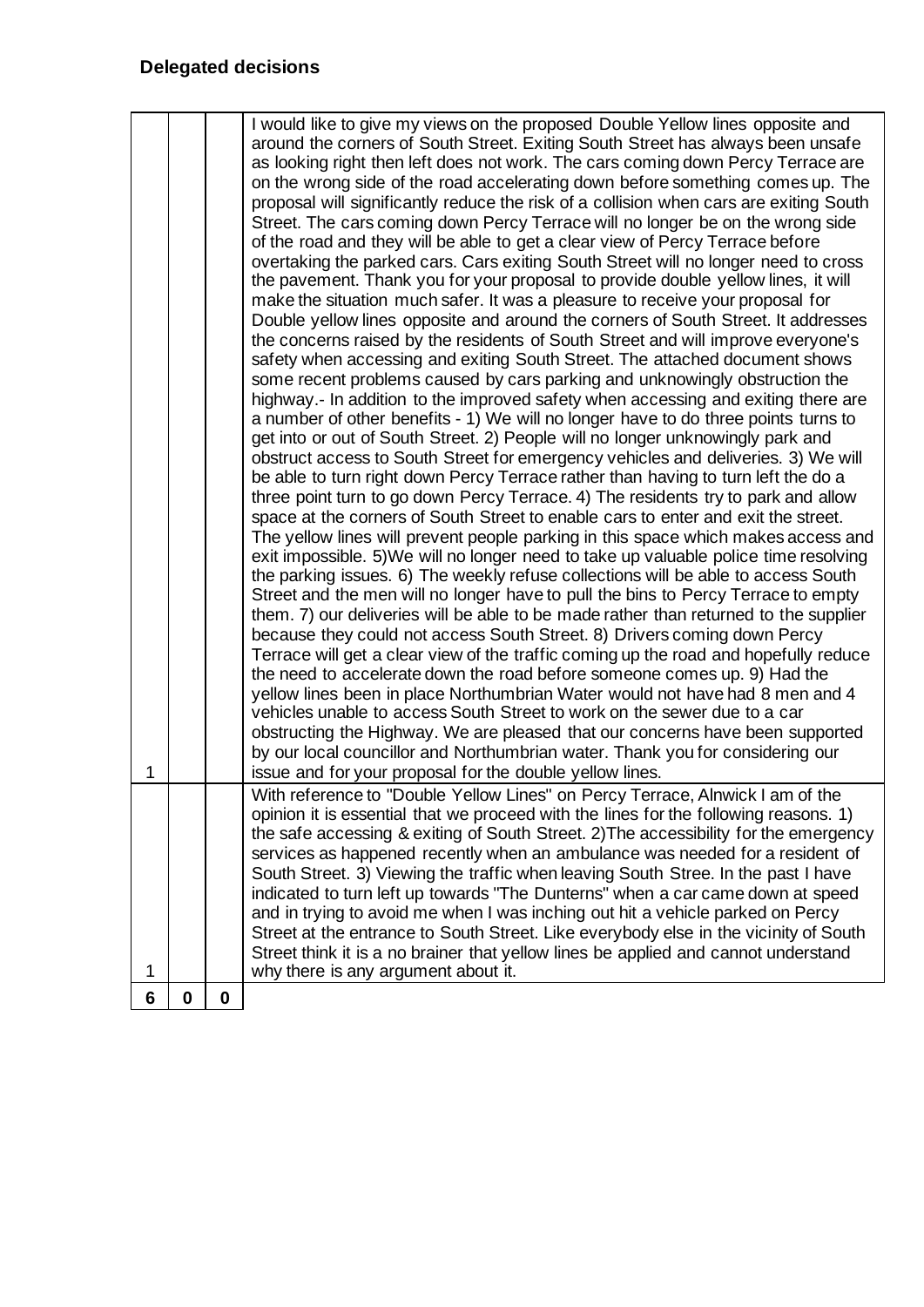## Delegated decisions

| | | | |
|---|---|---|---|
| 1 | | | I would like to give my views on the proposed Double Yellow lines opposite and around the corners of South Street. Exiting South Street has always been unsafe as looking right then left does not work. The cars coming down Percy Terrace are on the wrong side of the road accelerating down before something comes up. The proposal will significantly reduce the risk of a collision when cars are exiting South Street. The cars coming down Percy Terrace will no longer be on the wrong side of the road and they will be able to get a clear view of Percy Terrace before overtaking the parked cars. Cars exiting South Street will no longer need to cross the pavement. Thank you for your proposal to provide double yellow lines, it will make the situation much safer. It was a pleasure to receive your proposal for Double yellow lines opposite and around the corners of South Street. It addresses the concerns raised by the residents of South Street and will improve everyone's safety when accessing and exiting South Street. The attached document shows some recent problems caused by cars parking and unknowingly obstruction the highway.- In addition to the improved safety when accessing and exiting there are a number of other benefits - 1) We will no longer have to do three points turns to get into or out of South Street. 2) People will no longer unknowingly park and obstruct access to South Street for emergency vehicles and deliveries. 3) We will be able to turn right down Percy Terrace rather than having to turn left the do a three point turn to go down Percy Terrace. 4) The residents try to park and allow space at the corners of South Street to enable cars to enter and exit the street. The yellow lines will prevent people parking in this space which makes access and exit impossible. 5)We will no longer need to take up valuable police time resolving the parking issues. 6) The weekly refuse collections will be able to access South Street and the men will no longer have to pull the bins to Percy Terrace to empty them. 7) our deliveries will be able to be made rather than returned to the supplier because they could not access South Street. 8) Drivers coming down Percy Terrace will get a clear view of the traffic coming up the road and hopefully reduce the need to accelerate down the road before someone comes up. 9) Had the yellow lines been in place Northumbrian Water would not have had 8 men and 4 vehicles unable to access South Street to work on the sewer due to a car obstructing the Highway. We are pleased that our concerns have been supported by our local councillor and Northumbrian water. Thank you for considering our issue and for your proposal for the double yellow lines. |
| 1 | | | With reference to "Double Yellow Lines" on Percy Terrace, Alnwick I am of the opinion it is essential that we proceed with the lines for the following reasons. 1) the safe accessing & exiting of South Street. 2)The accessibility for the emergency services as happened recently when an ambulance was needed for a resident of South Street. 3) Viewing the traffic when leaving South Stree. In the past I have indicated to turn left up towards "The Dunterns" when a car came down at speed and in trying to avoid me when I was inching out hit a vehicle parked on Percy Street at the entrance to South Street. Like everybody else in the vicinity of South Street think it is a no brainer that yellow lines be applied and cannot understand why there is any argument about it. |
| **6** | **0** | **0** | |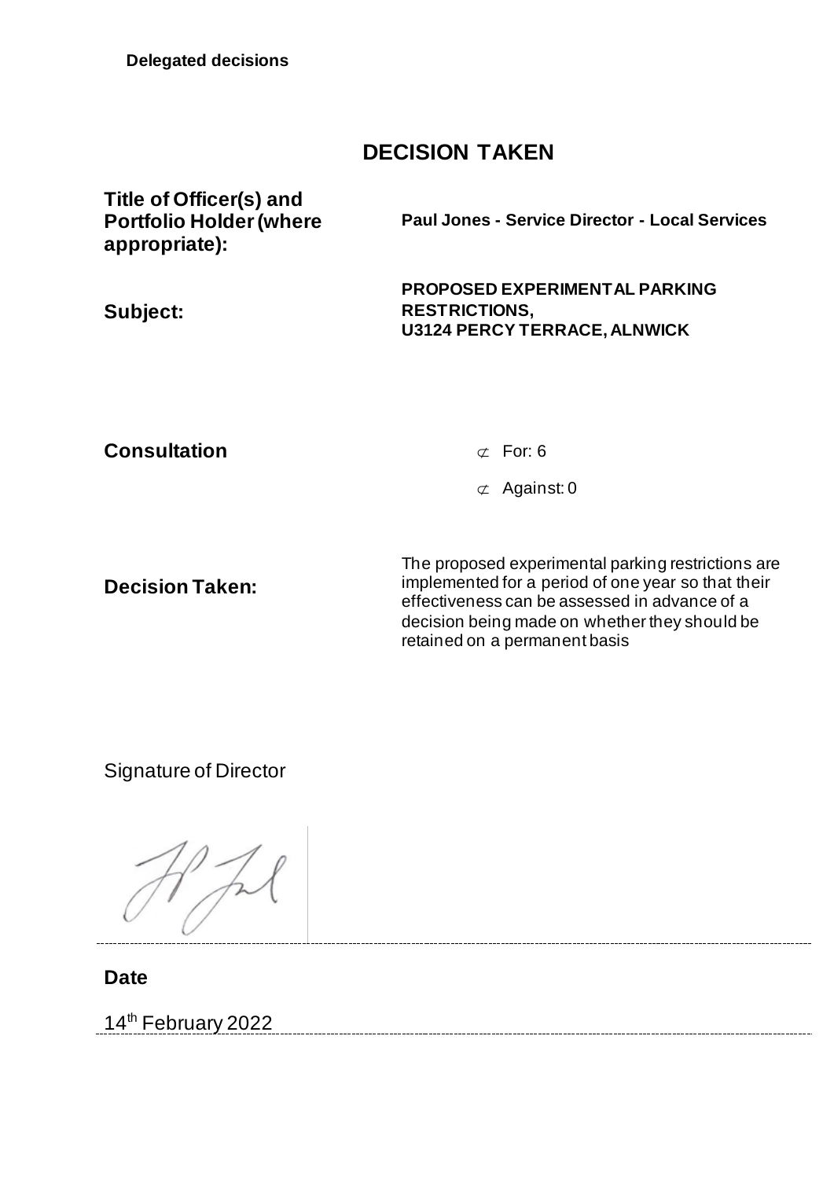**Delegated decisions**

# DECISION TAKEN

**Title of Officer(s) and Portfolio Holder (where appropriate):** **Paul Jones - Service Director - Local Services**

**Subject:** **PROPOSED EXPERIMENTAL PARKING RESTRICTIONS, U3124 PERCY TERRACE, ALNWICK**

**Consultation**

- For: 6
- Against: 0

**Decision Taken:**

The proposed experimental parking restrictions are implemented for a period of one year so that their effectiveness can be assessed in advance of a decision being made on whether they should be retained on a permanent basis

Signature of Director

**Date**

14th February 2022